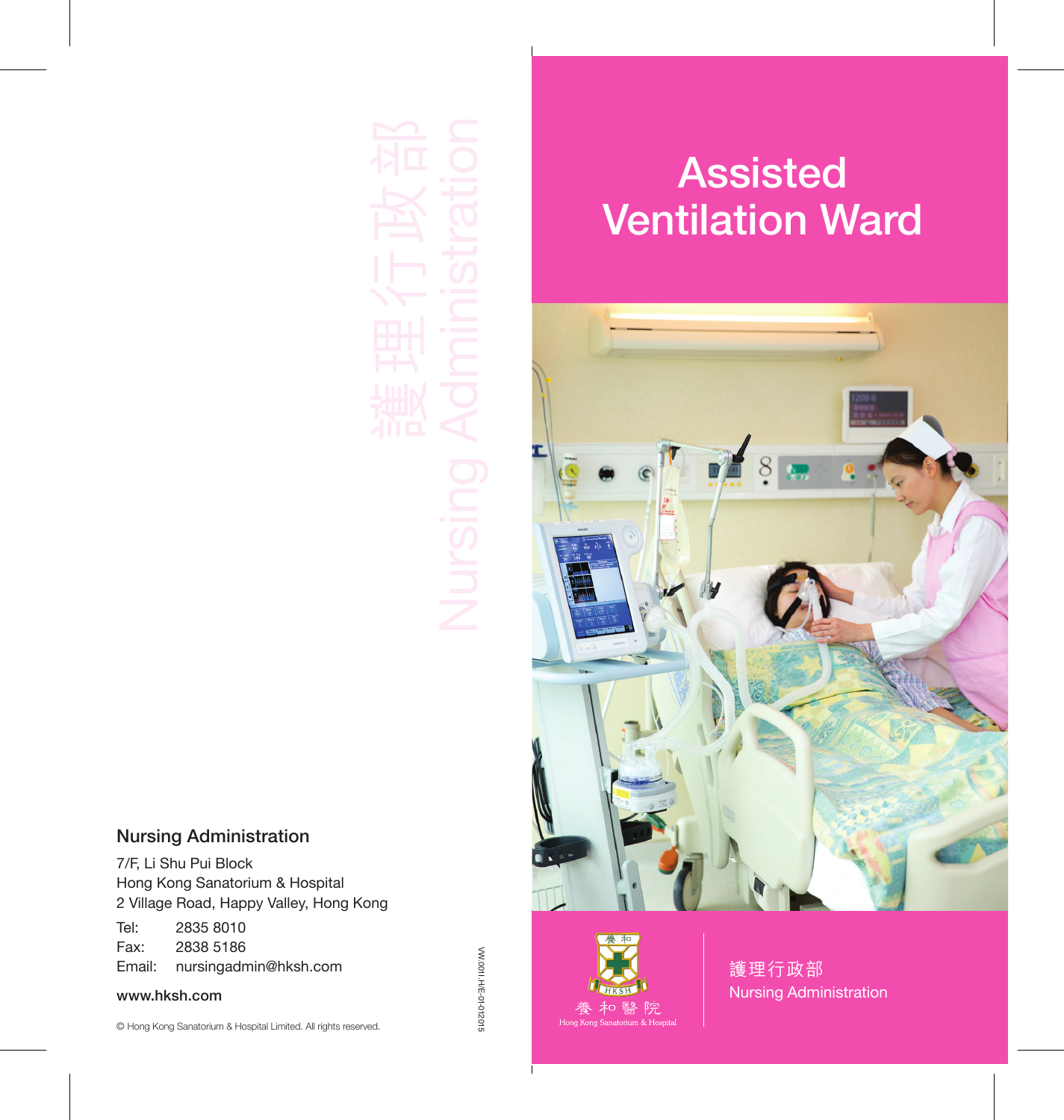# Assisted Ventilation Ward

護理行政部
Nursing Administration

養和醫院
Hong Kong Sanatorium & Hospital

護理行政部
Nursing Administration

## Nursing Administration

7/F, Li Shu Pui Block
Hong Kong Sanatorium & Hospital
2 Village Road, Happy Valley, Hong Kong

Tel: 2835 8010
Fax: 2838 5186
Email: nursingadmin@hksh.com

**www.hksh.com**

© Hong Kong Sanatorium & Hospital Limited. All rights reserved.

VW.001I.H/E-01-012015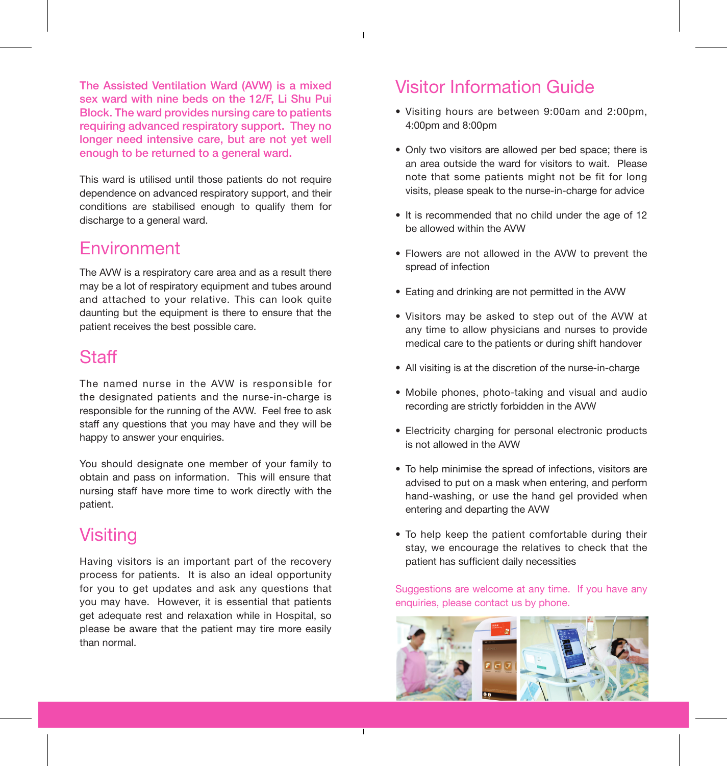**The Assisted Ventilation Ward (AVW) is a mixed sex ward with nine beds on the 12/F, Li Shu Pui Block. The ward provides nursing care to patients requiring advanced respiratory support. They no longer need intensive care, but are not yet well enough to be returned to a general ward.**

This ward is utilised until those patients do not require dependence on advanced respiratory support, and their conditions are stabilised enough to qualify them for discharge to a general ward.

## Environment

The AVW is a respiratory care area and as a result there may be a lot of respiratory equipment and tubes around and attached to your relative. This can look quite daunting but the equipment is there to ensure that the patient receives the best possible care.

## Staff

The named nurse in the AVW is responsible for the designated patients and the nurse-in-charge is responsible for the running of the AVW. Feel free to ask staff any questions that you may have and they will be happy to answer your enquiries.

You should designate one member of your family to obtain and pass on information. This will ensure that nursing staff have more time to work directly with the patient.

## Visiting

Having visitors is an important part of the recovery process for patients. It is also an ideal opportunity for you to get updates and ask any questions that you may have. However, it is essential that patients get adequate rest and relaxation while in Hospital, so please be aware that the patient may tire more easily than normal.

## Visitor Information Guide

- Visiting hours are between 9:00am and 2:00pm, 4:00pm and 8:00pm
- Only two visitors are allowed per bed space; there is an area outside the ward for visitors to wait. Please note that some patients might not be fit for long visits, please speak to the nurse-in-charge for advice
- It is recommended that no child under the age of 12 be allowed within the AVW
- Flowers are not allowed in the AVW to prevent the spread of infection
- Eating and drinking are not permitted in the AVW
- Visitors may be asked to step out of the AVW at any time to allow physicians and nurses to provide medical care to the patients or during shift handover
- All visiting is at the discretion of the nurse-in-charge
- Mobile phones, photo-taking and visual and audio recording are strictly forbidden in the AVW
- Electricity charging for personal electronic products is not allowed in the AVW
- To help minimise the spread of infections, visitors are advised to put on a mask when entering, and perform hand-washing, or use the hand gel provided when entering and departing the AVW
- To help keep the patient comfortable during their stay, we encourage the relatives to check that the patient has sufficient daily necessities

Suggestions are welcome at any time. If you have any enquiries, please contact us by phone.